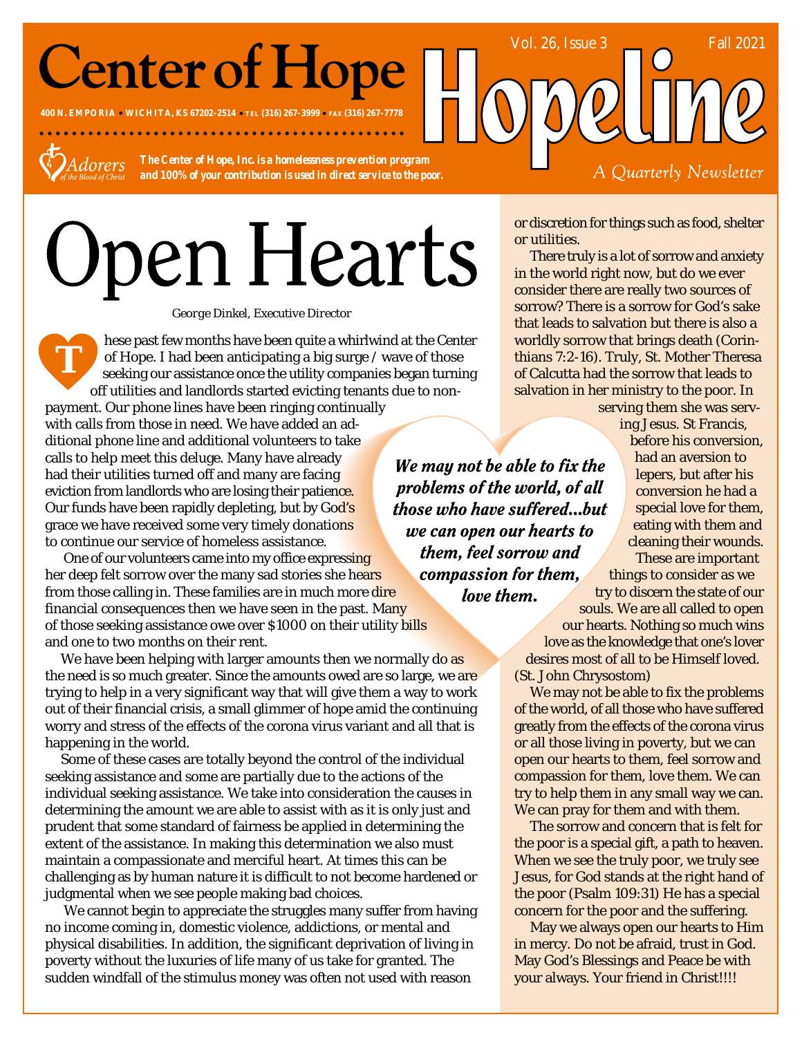# Center of Hope

400 N. EMPORIA • WICHITA, KS 67202-2514 • TEL (316) 267-3999 • FAX (316) 267-7778

Adorers of the Blood of Christ

**The Center of Hope, Inc. is a homelessness prevention program and 100% of your contribution is used in direct service to the poor.**

Vol. 26, Issue 3 Fall 2021

# Hopeline

*A Quarterly Newsletter*

# Open Hearts

George Dinkel, Executive Director

These past few months have been quite a whirlwind at the Center of Hope. I had been anticipating a big surge / wave of those seeking our assistance once the utility companies began turning off utilities and landlords started evicting tenants due to non-payment. Our phone lines have been ringing continually with calls from those in need. We have added an additional phone line and additional volunteers to take calls to help meet this deluge. Many have already had their utilities turned off and many are facing eviction from landlords who are losing their patience. Our funds have been rapidly depleting, but by God's grace we have received some very timely donations to continue our service of homeless assistance.

One of our volunteers came into my office expressing her deep felt sorrow over the many sad stories she hears from those calling in. These families are in much more dire financial consequences then we have seen in the past. Many of those seeking assistance owe over $1000 on their utility bills and one to two months on their rent.

We have been helping with larger amounts then we normally do as the need is so much greater. Since the amounts owed are so large, we are trying to help in a very significant way that will give them a way to work out of their financial crisis, a small glimmer of hope amid the continuing worry and stress of the effects of the corona virus variant and all that is happening in the world.

Some of these cases are totally beyond the control of the individual seeking assistance and some are partially due to the actions of the individual seeking assistance. We take into consideration the causes in determining the amount we are able to assist with as it is only just and prudent that some standard of fairness be applied in determining the extent of the assistance. In making this determination we also must maintain a compassionate and merciful heart. At times this can be challenging as by human nature it is difficult to not become hardened or judgmental when we see people making bad choices.

We cannot begin to appreciate the struggles many suffer from having no income coming in, domestic violence, addictions, or mental and physical disabilities. In addition, the significant deprivation of living in poverty without the luxuries of life many of us take for granted. The sudden windfall of the stimulus money was often not used with reason or discretion for things such as food, shelter or utilities.

*We may not be able to fix the problems of the world, of all those who have suffered...but we can open our hearts to them, feel sorrow and compassion for them, love them.*

There truly is a lot of sorrow and anxiety in the world right now, but do we ever consider there are really two sources of sorrow? There is a sorrow for God's sake that leads to salvation but there is also a worldly sorrow that brings death (Corinthians 7:2-16). Truly, St. Mother Theresa of Calcutta had the sorrow that leads to salvation in her ministry to the poor. In serving them she was serving Jesus. St Francis, before his conversion, had an aversion to lepers, but after his conversion he had a special love for them, eating with them and cleaning their wounds. These are important things to consider as we try to discern the state of our souls. We are all called to open our hearts. Nothing so much wins love as the knowledge that one's lover desires most of all to be Himself loved. (St. John Chrysostom)

We may not be able to fix the problems of the world, of all those who have suffered greatly from the effects of the corona virus or all those living in poverty, but we can open our hearts to them, feel sorrow and compassion for them, love them. We can try to help them in any small way we can. We can pray for them and with them.

The sorrow and concern that is felt for the poor is a special gift, a path to heaven. When we see the truly poor, we truly see Jesus, for God stands at the right hand of the poor (Psalm 109:31) He has a special concern for the poor and the suffering.

May we always open our hearts to Him in mercy. Do not be afraid, trust in God. May God's Blessings and Peace be with your always. Your friend in Christ!!!!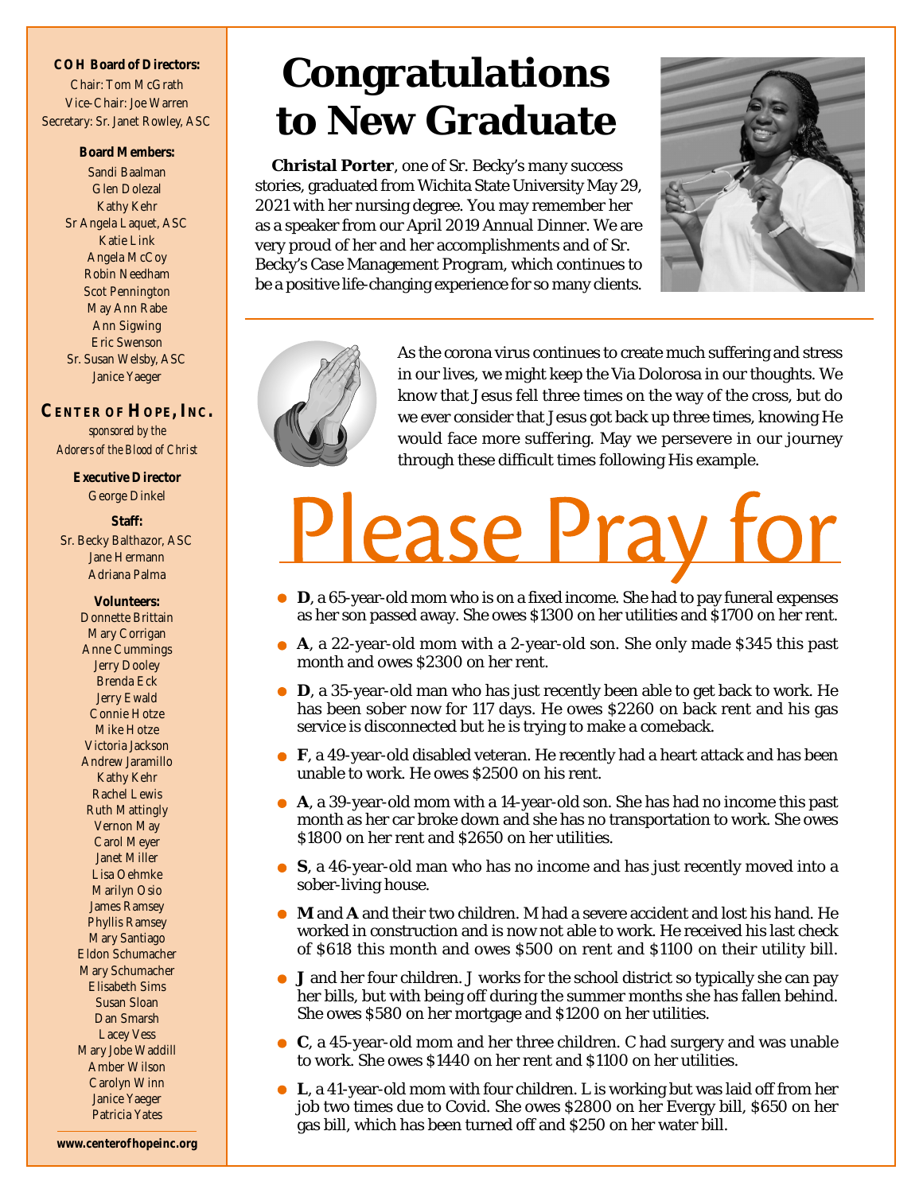# Congratulations to New Graduate

**Christal Porter**, one of Sr. Becky's many success stories, graduated from Wichita State University May 29, 2021 with her nursing degree. You may remember her as a speaker from our April 2019 Annual Dinner. We are very proud of her and her accomplishments and of Sr. Becky's Case Management Program, which continues to be a positive life-changing experience for so many clients.

---

As the corona virus continues to create much suffering and stress in our lives, we might keep the Via Dolorosa in our thoughts. We know that Jesus fell three times on the way of the cross, but do we ever consider that Jesus got back up three times, knowing He would face more suffering. May we persevere in our journey through these difficult times following His example.

# Please Pray for

- **D**, a 65-year-old mom who is on a fixed income. She had to pay funeral expenses as her son passed away. She owes $1300 on her utilities and $1700 on her rent.
- **A**, a 22-year-old mom with a 2-year-old son. She only made $345 this past month and owes $2300 on her rent.
- **D**, a 35-year-old man who has just recently been able to get back to work. He has been sober now for 117 days. He owes $2260 on back rent and his gas service is disconnected but he is trying to make a comeback.
- **F**, a 49-year-old disabled veteran. He recently had a heart attack and has been unable to work. He owes $2500 on his rent.
- **A**, a 39-year-old mom with a 14-year-old son. She has had no income this past month as her car broke down and she has no transportation to work. She owes $1800 on her rent and $2650 on her utilities.
- **S**, a 46-year-old man who has no income and has just recently moved into a sober-living house.
- **M** and **A** and their two children. M had a severe accident and lost his hand. He worked in construction and is now not able to work. He received his last check of $618 this month and owes $500 on rent and $1100 on their utility bill.
- **J** and her four children. J works for the school district so typically she can pay her bills, but with being off during the summer months she has fallen behind. She owes $580 on her mortgage and $1200 on her utilities.
- **C**, a 45-year-old mom and her three children. C had surgery and was unable to work. She owes $1440 on her rent and $1100 on her utilities.
- **L**, a 41-year-old mom with four children. L is working but was laid off from her job two times due to Covid. She owes $2800 on her Evergy bill, $650 on her gas bill, which has been turned off and $250 on her water bill.

---

**COH Board of Directors:**
Chair: Tom McGrath
Vice-Chair: Joe Warren
Secretary: Sr. Janet Rowley, ASC

**Board Members:**
Sandi Baalman
Glen Dolezal
Kathy Kehr
Sr Angela Laquet, ASC
Katie Link
Angela McCoy
Robin Needham
Scot Pennington
May Ann Rabe
Ann Sigwing
Eric Swenson
Sr. Susan Welsby, ASC
Janice Yaeger

**CENTER OF HOPE, INC.**
*sponsored by the Adorers of the Blood of Christ*

**Executive Director**
George Dinkel

**Staff:**
Sr. Becky Balthazor, ASC
Jane Hermann
Adriana Palma

**Volunteers:**
Donnette Brittain
Mary Corrigan
Anne Cummings
Jerry Dooley
Brenda Eck
Jerry Ewald
Connie Hotze
Mike Hotze
Victoria Jackson
Andrew Jaramillo
Kathy Kehr
Rachel Lewis
Ruth Mattingly
Vernon May
Carol Meyer
Janet Miller
Lisa Oehmke
Marilyn Osio
James Ramsey
Phyllis Ramsey
Mary Santiago
Eldon Schumacher
Mary Schumacher
Elisabeth Sims
Susan Sloan
Dan Smarsh
Lacey Vess
Mary Jobe Waddill
Amber Wilson
Carolyn Winn
Janice Yaeger
Patricia Yates

**www.centerofhopeinc.org**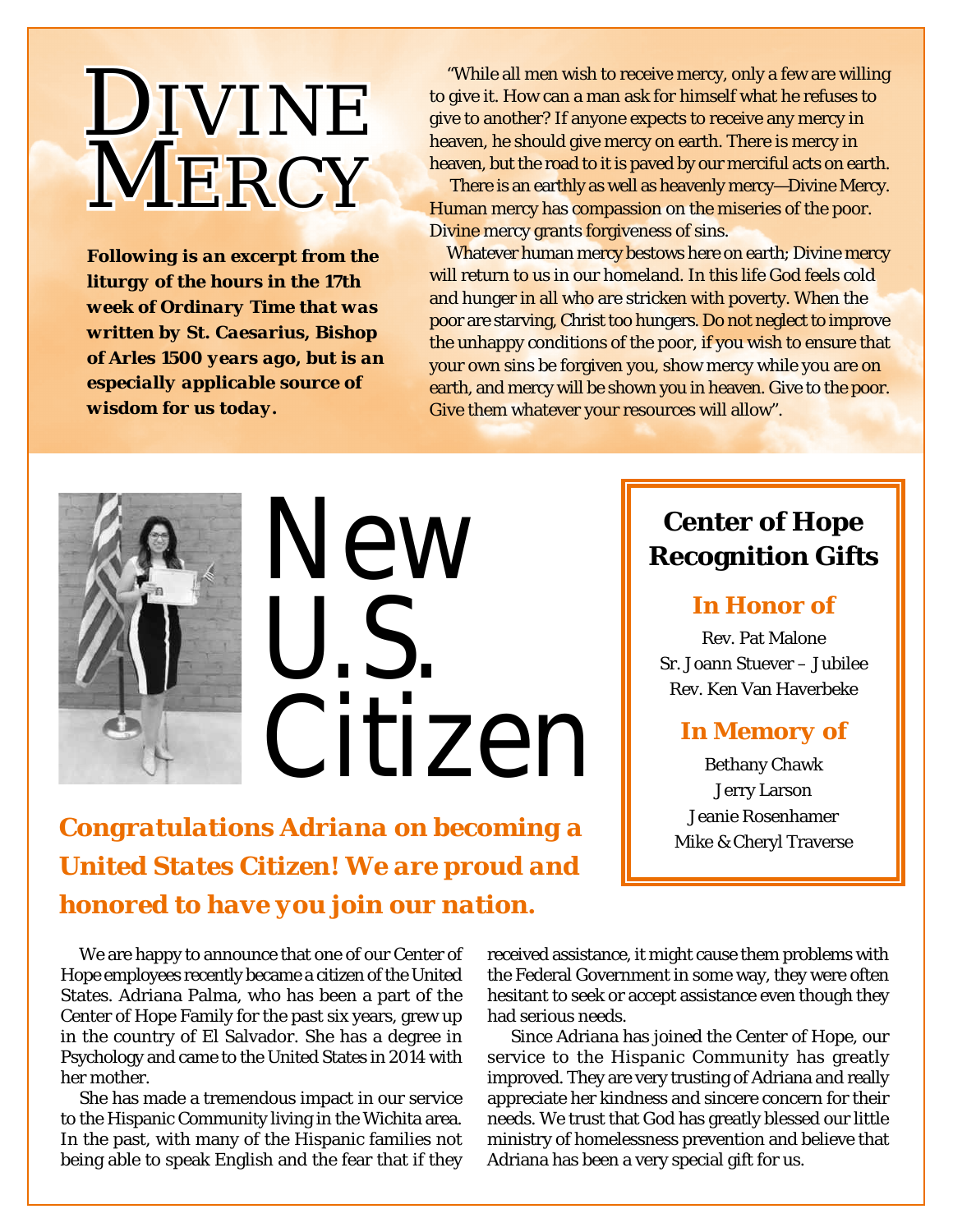# Divine Mercy

**Following is an excerpt from the liturgy of the hours in the 17th week of Ordinary Time that was written by St. Caesarius, Bishop of Arles 1500 years ago, but is an especially applicable source of wisdom for us today.**

"While all men wish to receive mercy, only a few are willing to give it. How can a man ask for himself what he refuses to give to another? If anyone expects to receive any mercy in heaven, he should give mercy on earth. There is mercy in heaven, but the road to it is paved by our merciful acts on earth.

There is an earthly as well as heavenly mercy—Divine Mercy. Human mercy has compassion on the miseries of the poor. Divine mercy grants forgiveness of sins.

Whatever human mercy bestows here on earth; Divine mercy will return to us in our homeland. In this life God feels cold and hunger in all who are stricken with poverty. When the poor are starving, Christ too hungers. Do not neglect to improve the unhappy conditions of the poor, if you wish to ensure that your own sins be forgiven you, show mercy while you are on earth, and mercy will be shown you in heaven. Give to the poor. Give them whatever your resources will allow".

# New U.S. Citizen

## Congratulations Adriana on becoming a United States Citizen! We are proud and honored to have you join our nation.

We are happy to announce that one of our Center of Hope employees recently became a citizen of the United States. Adriana Palma, who has been a part of the Center of Hope Family for the past six years, grew up in the country of El Salvador. She has a degree in Psychology and came to the United States in 2014 with her mother.

She has made a tremendous impact in our service to the Hispanic Community living in the Wichita area. In the past, with many of the Hispanic families not being able to speak English and the fear that if they received assistance, it might cause them problems with the Federal Government in some way, they were often hesitant to seek or accept assistance even though they had serious needs.

Since Adriana has joined the Center of Hope, our service to the Hispanic Community has greatly improved. They are very trusting of Adriana and really appreciate her kindness and sincere concern for their needs. We trust that God has greatly blessed our little ministry of homelessness prevention and believe that Adriana has been a very special gift for us.

## Center of Hope Recognition Gifts

### In Honor of

Rev. Pat Malone
Sr. Joann Stuever – Jubilee
Rev. Ken Van Haverbeke

### In Memory of

Bethany Chawk
Jerry Larson
Jeanie Rosenhamer
Mike & Cheryl Traverse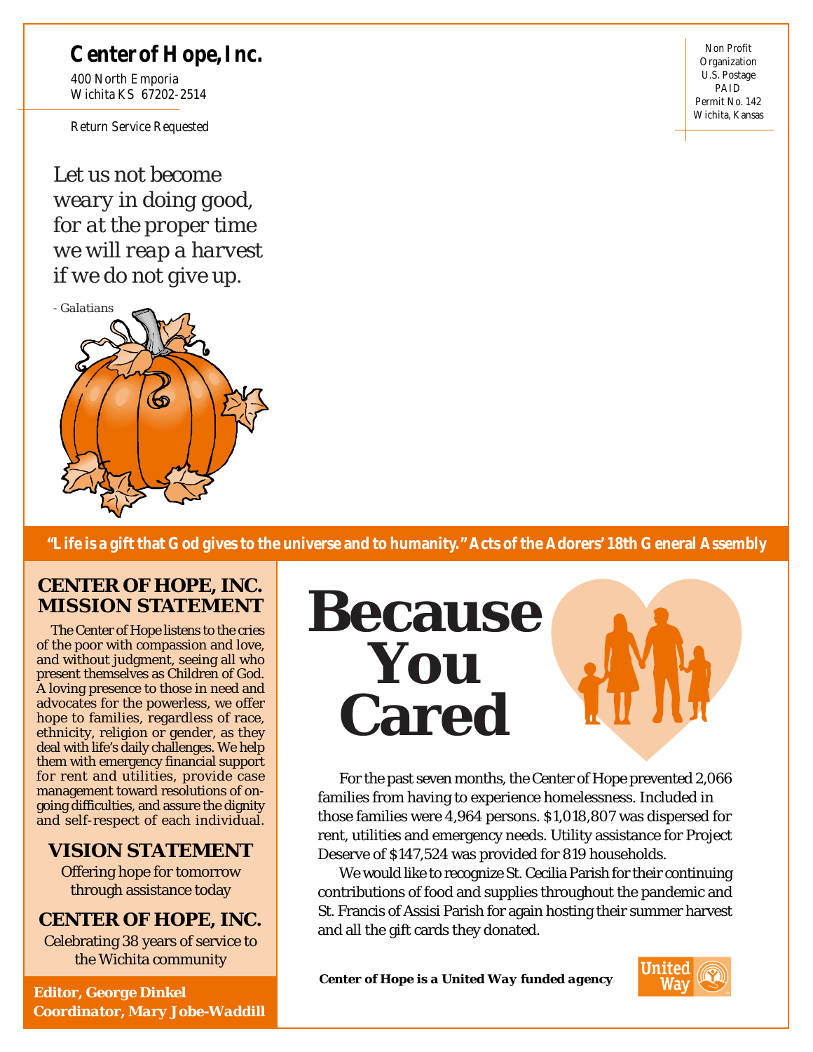**Center of Hope, Inc.**
400 North Emporia
Wichita KS 67202-2514

Return Service Requested

Non Profit Organization
U.S. Postage
PAID
Permit No. 142
Wichita, Kansas

*Let us not become weary in doing good, for at the proper time we will reap a harvest if we do not give up.*

- Galatians

**"Life is a gift that God gives to the universe and to humanity." Acts of the Adorers' 18th General Assembly**

## CENTER OF HOPE, INC. MISSION STATEMENT

The Center of Hope listens to the cries of the poor with compassion and love, and without judgment, seeing all who present themselves as Children of God. A loving presence to those in need and advocates for the powerless, we offer hope to families, regardless of race, ethnicity, religion or gender, as they deal with life's daily challenges. We help them with emergency financial support for rent and utilities, provide case management toward resolutions of on-going difficulties, and assure the dignity and self-respect of each individual.

## VISION STATEMENT

Offering hope for tomorrow through assistance today

## CENTER OF HOPE, INC.

Celebrating 38 years of service to the Wichita community

**Editor, George Dinkel**
**Coordinator, Mary Jobe-Waddill**

# Because You Cared

For the past seven months, the Center of Hope prevented 2,066 families from having to experience homelessness. Included in those families were 4,964 persons. $1,018,807 was dispersed for rent, utilities and emergency needs. Utility assistance for Project Deserve of $147,524 was provided for 819 households.

We would like to recognize St. Cecilia Parish for their continuing contributions of food and supplies throughout the pandemic and St. Francis of Assisi Parish for again hosting their summer harvest and all the gift cards they donated.

***Center of Hope is a United Way funded agency***

United Way